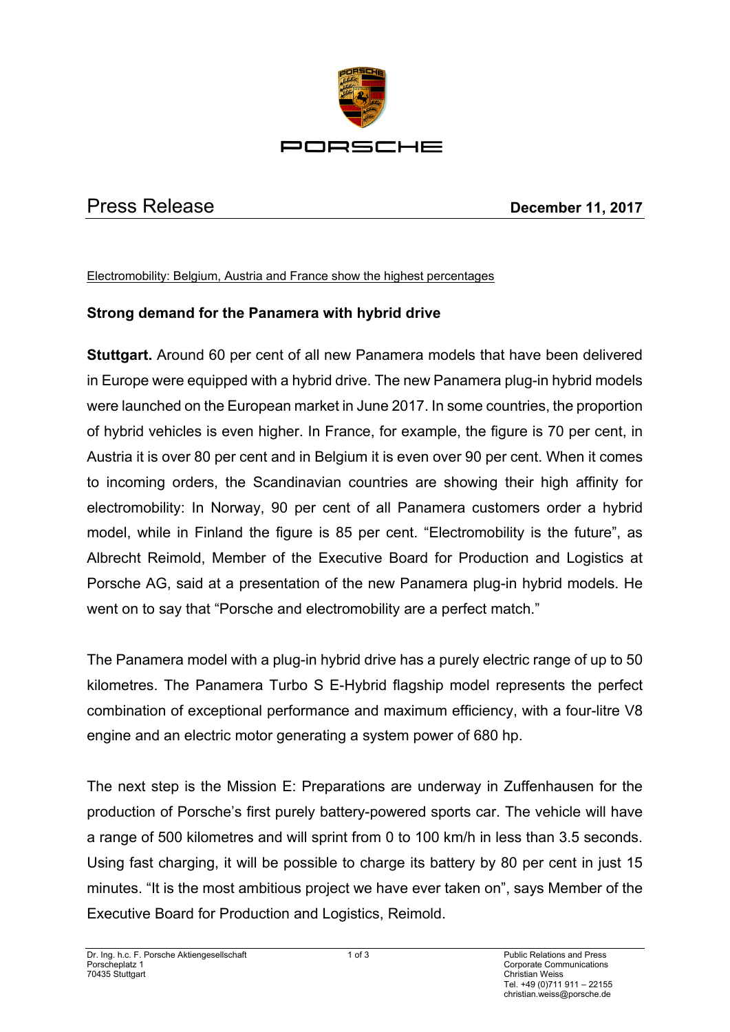# Press Release

**December 11, 2017**

Electromobility: Belgium, Austria and France show the highest percentages

## Strong demand for the Panamera with hybrid drive

**Stuttgart.** Around 60 per cent of all new Panamera models that have been delivered in Europe were equipped with a hybrid drive. The new Panamera plug-in hybrid models were launched on the European market in June 2017. In some countries, the proportion of hybrid vehicles is even higher. In France, for example, the figure is 70 per cent, in Austria it is over 80 per cent and in Belgium it is even over 90 per cent. When it comes to incoming orders, the Scandinavian countries are showing their high affinity for electromobility: In Norway, 90 per cent of all Panamera customers order a hybrid model, while in Finland the figure is 85 per cent. "Electromobility is the future", as Albrecht Reimold, Member of the Executive Board for Production and Logistics at Porsche AG, said at a presentation of the new Panamera plug-in hybrid models. He went on to say that "Porsche and electromobility are a perfect match."

The Panamera model with a plug-in hybrid drive has a purely electric range of up to 50 kilometres. The Panamera Turbo S E-Hybrid flagship model represents the perfect combination of exceptional performance and maximum efficiency, with a four-litre V8 engine and an electric motor generating a system power of 680 hp.

The next step is the Mission E: Preparations are underway in Zuffenhausen for the production of Porsche's first purely battery-powered sports car. The vehicle will have a range of 500 kilometres and will sprint from 0 to 100 km/h in less than 3.5 seconds. Using fast charging, it will be possible to charge its battery by 80 per cent in just 15 minutes. "It is the most ambitious project we have ever taken on", says Member of the Executive Board for Production and Logistics, Reimold.

Dr. Ing. h.c. F. Porsche Aktiengesellschaft
Porscheplatz 1
70435 Stuttgart

Public Relations and Press
Corporate Communications
Christian Weiss
Tel. +49 (0)711 911 – 22155
christian.weiss@porsche.de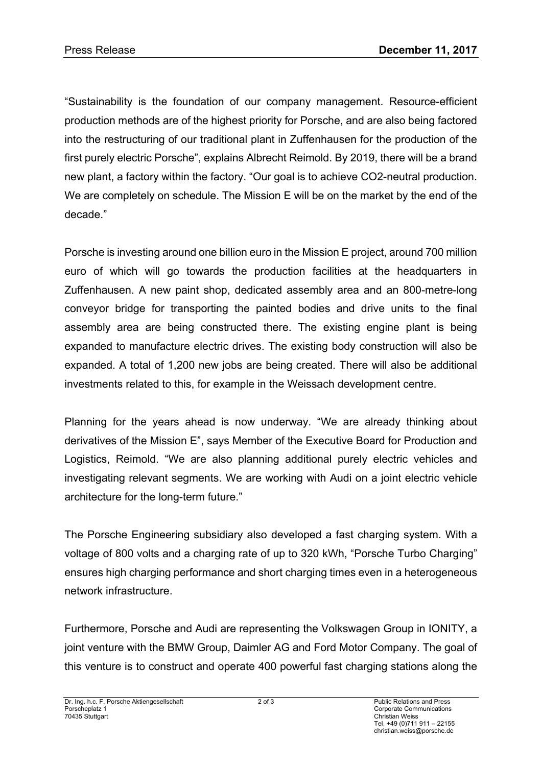“Sustainability is the foundation of our company management. Resource-efficient production methods are of the highest priority for Porsche, and are also being factored into the restructuring of our traditional plant in Zuffenhausen for the production of the first purely electric Porsche”, explains Albrecht Reimold. By 2019, there will be a brand new plant, a factory within the factory. “Our goal is to achieve $CO_2$-neutral production. We are completely on schedule. The Mission E will be on the market by the end of the decade.”

Porsche is investing around one billion euro in the Mission E project, around 700 million euro of which will go towards the production facilities at the headquarters in Zuffenhausen. A new paint shop, dedicated assembly area and an 800-metre-long conveyor bridge for transporting the painted bodies and drive units to the final assembly area are being constructed there. The existing engine plant is being expanded to manufacture electric drives. The existing body construction will also be expanded. A total of 1,200 new jobs are being created. There will also be additional investments related to this, for example in the Weissach development centre.

Planning for the years ahead is now underway. “We are already thinking about derivatives of the Mission E”, says Member of the Executive Board for Production and Logistics, Reimold. “We are also planning additional purely electric vehicles and investigating relevant segments. We are working with Audi on a joint electric vehicle architecture for the long-term future.”

The Porsche Engineering subsidiary also developed a fast charging system. With a voltage of 800 volts and a charging rate of up to 320 kWh, “Porsche Turbo Charging” ensures high charging performance and short charging times even in a heterogeneous network infrastructure.

Furthermore, Porsche and Audi are representing the Volkswagen Group in IONITY, a joint venture with the BMW Group, Daimler AG and Ford Motor Company. The goal of this venture is to construct and operate 400 powerful fast charging stations along the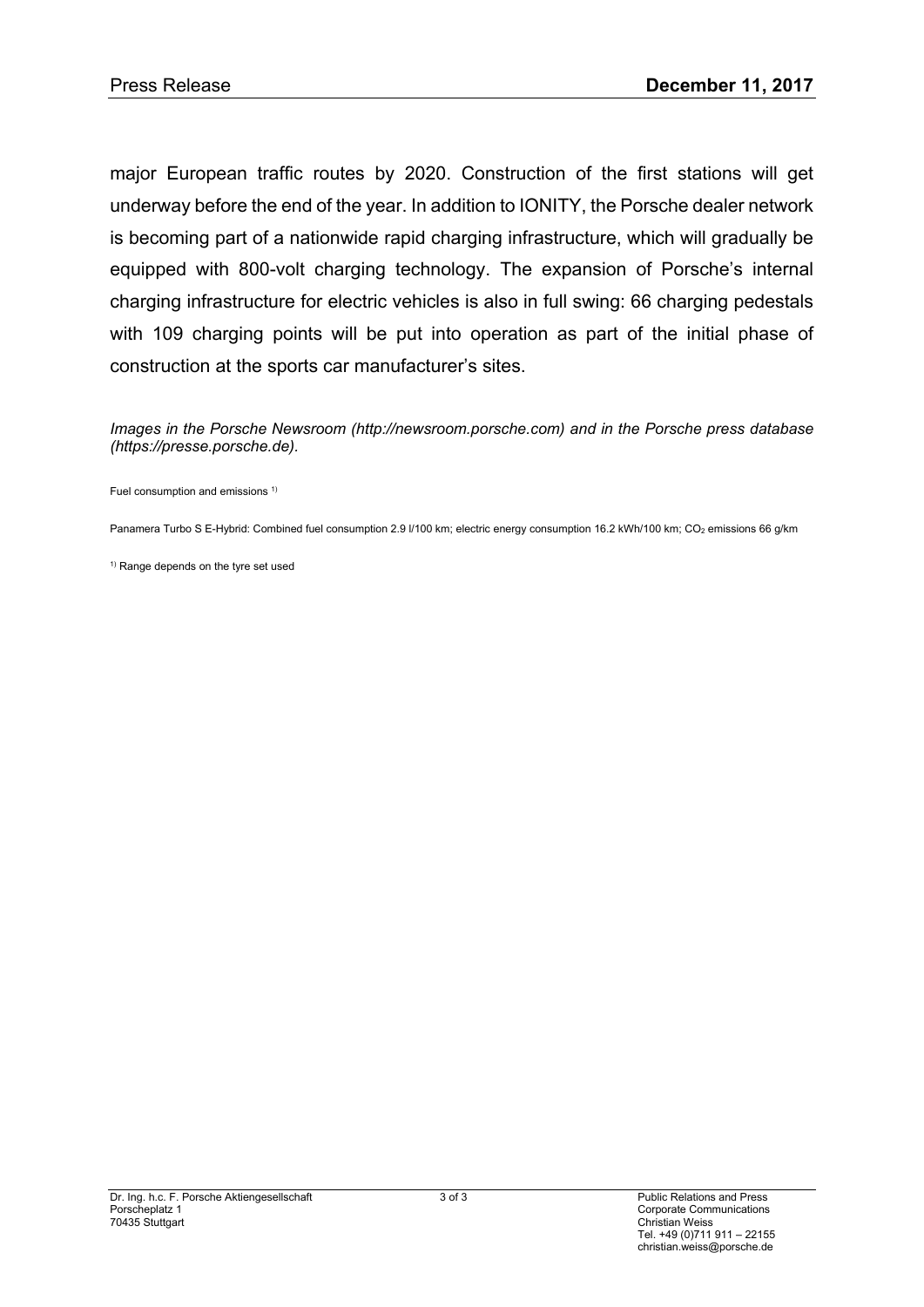major European traffic routes by 2020. Construction of the first stations will get underway before the end of the year. In addition to IONITY, the Porsche dealer network is becoming part of a nationwide rapid charging infrastructure, which will gradually be equipped with 800-volt charging technology. The expansion of Porsche's internal charging infrastructure for electric vehicles is also in full swing: 66 charging pedestals with 109 charging points will be put into operation as part of the initial phase of construction at the sports car manufacturer's sites.

*Images in the Porsche Newsroom (http://newsroom.porsche.com) and in the Porsche press database (https://presse.porsche.de).*

Fuel consumption and emissions [1)]

Panamera Turbo S E-Hybrid: Combined fuel consumption 2.9 l/100 km; electric energy consumption 16.2 kWh/100 km; $CO_2$ emissions 66 g/km

[1)] Range depends on the tyre set used

Dr. Ing. h.c. F. Porsche Aktiengesellschaft
Porscheplatz 1
70435 Stuttgart

Public Relations and Press
Corporate Communications
Christian Weiss
Tel. +49 (0)711 911 – 22155
christian.weiss@porsche.de